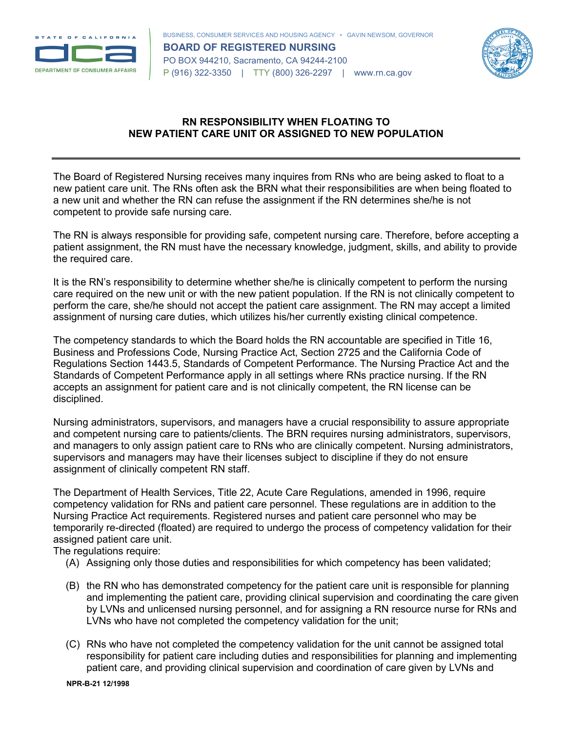STATE OF CALIFORNIA

DEPARTMENT OF CONSUMER AFFAIRS

BUSINESS, CONSUMER SERVICES AND HOUSING AGENCY • GAVIN NEWSOM, GOVERNOR

**BOARD OF REGISTERED NURSING**

PO BOX 944210, Sacramento, CA 94244-2100

P (916) 322-3350 | TTY (800) 326-2297 | www.rn.ca.gov

## RN RESPONSIBILITY WHEN FLOATING TO NEW PATIENT CARE UNIT OR ASSIGNED TO NEW POPULATION

---

The Board of Registered Nursing receives many inquires from RNs who are being asked to float to a new patient care unit. The RNs often ask the BRN what their responsibilities are when being floated to a new unit and whether the RN can refuse the assignment if the RN determines she/he is not competent to provide safe nursing care.

The RN is always responsible for providing safe, competent nursing care. Therefore, before accepting a patient assignment, the RN must have the necessary knowledge, judgment, skills, and ability to provide the required care.

It is the RN's responsibility to determine whether she/he is clinically competent to perform the nursing care required on the new unit or with the new patient population. If the RN is not clinically competent to perform the care, she/he should not accept the patient care assignment. The RN may accept a limited assignment of nursing care duties, which utilizes his/her currently existing clinical competence.

The competency standards to which the Board holds the RN accountable are specified in Title 16, Business and Professions Code, Nursing Practice Act, Section 2725 and the California Code of Regulations Section 1443.5, Standards of Competent Performance. The Nursing Practice Act and the Standards of Competent Performance apply in all settings where RNs practice nursing. If the RN accepts an assignment for patient care and is not clinically competent, the RN license can be disciplined.

Nursing administrators, supervisors, and managers have a crucial responsibility to assure appropriate and competent nursing care to patients/clients. The BRN requires nursing administrators, supervisors, and managers to only assign patient care to RNs who are clinically competent. Nursing administrators, supervisors and managers may have their licenses subject to discipline if they do not ensure assignment of clinically competent RN staff.

The Department of Health Services, Title 22, Acute Care Regulations, amended in 1996, require competency validation for RNs and patient care personnel. These regulations are in addition to the Nursing Practice Act requirements. Registered nurses and patient care personnel who may be temporarily re-directed (floated) are required to undergo the process of competency validation for their assigned patient care unit.

The regulations require:

(A) Assigning only those duties and responsibilities for which competency has been validated;

(B) the RN who has demonstrated competency for the patient care unit is responsible for planning and implementing the patient care, providing clinical supervision and coordinating the care given by LVNs and unlicensed nursing personnel, and for assigning a RN resource nurse for RNs and LVNs who have not completed the competency validation for the unit;

(C) RNs who have not completed the competency validation for the unit cannot be assigned total responsibility for patient care including duties and responsibilities for planning and implementing patient care, and providing clinical supervision and coordination of care given by LVNs and

NPR-B-21 12/1998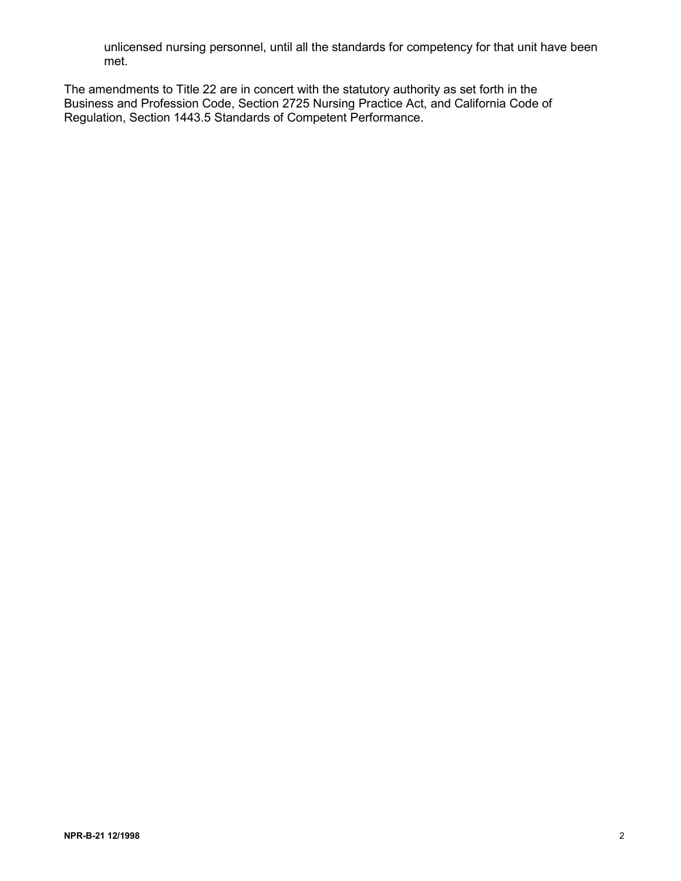unlicensed nursing personnel, until all the standards for competency for that unit have been met.

The amendments to Title 22 are in concert with the statutory authority as set forth in the Business and Profession Code, Section 2725 Nursing Practice Act, and California Code of Regulation, Section 1443.5 Standards of Competent Performance.